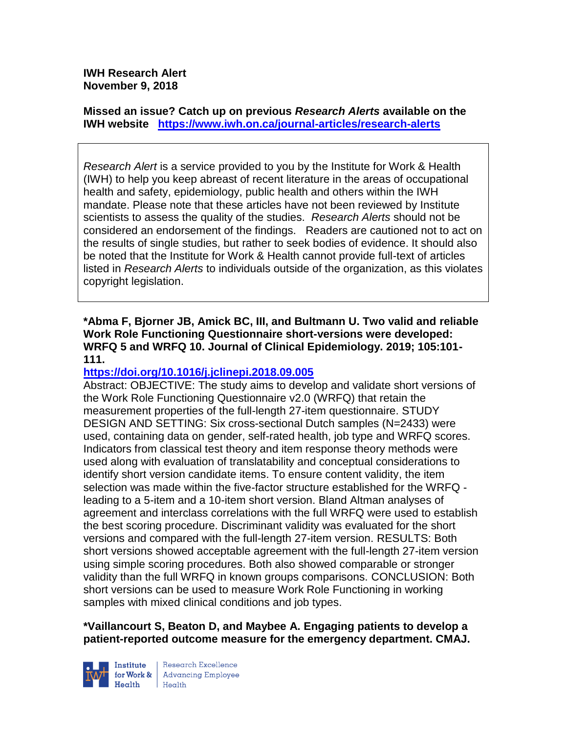**IWH Research Alert**
**November 9, 2018**

**Missed an issue? Catch up on previous *Research Alerts* available on the IWH website** **https://www.iwh.on.ca/journal-articles/research-alerts**

*Research Alert* is a service provided to you by the Institute for Work & Health (IWH) to help you keep abreast of recent literature in the areas of occupational health and safety, epidemiology, public health and others within the IWH mandate. Please note that these articles have not been reviewed by Institute scientists to assess the quality of the studies. *Research Alerts* should not be considered an endorsement of the findings. Readers are cautioned not to act on the results of single studies, but rather to seek bodies of evidence. It should also be noted that the Institute for Work & Health cannot provide full-text of articles listed in *Research Alerts* to individuals outside of the organization, as this violates copyright legislation.

**\*Abma F, Bjorner JB, Amick BC, III, and Bultmann U. Two valid and reliable Work Role Functioning Questionnaire short-versions were developed: WRFQ 5 and WRFQ 10. Journal of Clinical Epidemiology. 2019; 105:101-111.**

**https://doi.org/10.1016/j.jclinepi.2018.09.005**

Abstract: OBJECTIVE: The study aims to develop and validate short versions of the Work Role Functioning Questionnaire v2.0 (WRFQ) that retain the measurement properties of the full-length 27-item questionnaire. STUDY DESIGN AND SETTING: Six cross-sectional Dutch samples (N=2433) were used, containing data on gender, self-rated health, job type and WRFQ scores. Indicators from classical test theory and item response theory methods were used along with evaluation of translatability and conceptual considerations to identify short version candidate items. To ensure content validity, the item selection was made within the five-factor structure established for the WRFQ - leading to a 5-item and a 10-item short version. Bland Altman analyses of agreement and interclass correlations with the full WRFQ were used to establish the best scoring procedure. Discriminant validity was evaluated for the short versions and compared with the full-length 27-item version. RESULTS: Both short versions showed acceptable agreement with the full-length 27-item version using simple scoring procedures. Both also showed comparable or stronger validity than the full WRFQ in known groups comparisons. CONCLUSION: Both short versions can be used to measure Work Role Functioning in working samples with mixed clinical conditions and job types.

**\*Vaillancourt S, Beaton D, and Maybee A. Engaging patients to develop a patient-reported outcome measure for the emergency department. CMAJ.**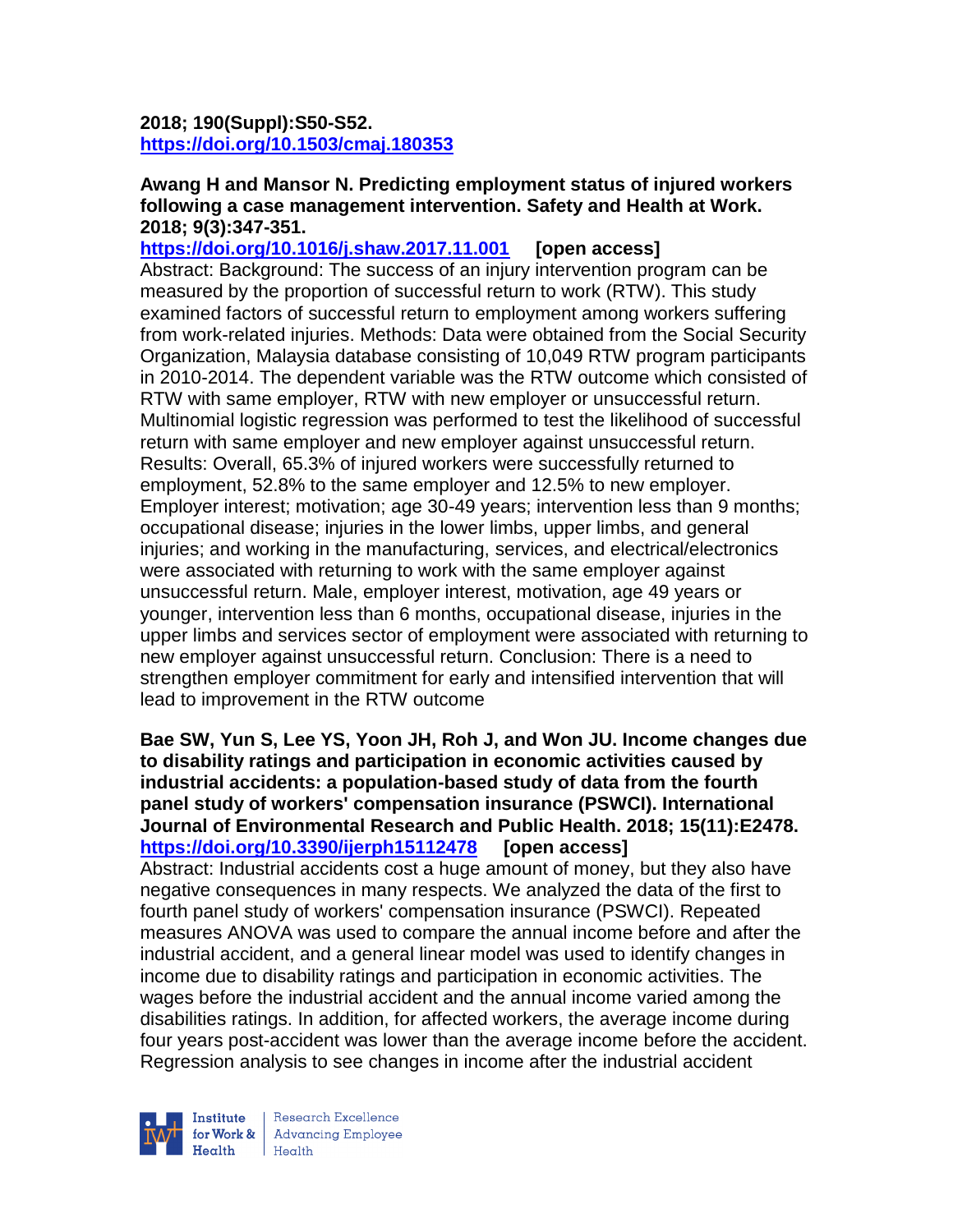**2018; 190(Suppl):S50-S52.**
**https://doi.org/10.1503/cmaj.180353**

**Awang H and Mansor N. Predicting employment status of injured workers following a case management intervention. Safety and Health at Work. 2018; 9(3):347-351.**
**https://doi.org/10.1016/j.shaw.2017.11.001 [open access]**
Abstract: Background: The success of an injury intervention program can be measured by the proportion of successful return to work (RTW). This study examined factors of successful return to employment among workers suffering from work-related injuries. Methods: Data were obtained from the Social Security Organization, Malaysia database consisting of 10,049 RTW program participants in 2010-2014. The dependent variable was the RTW outcome which consisted of RTW with same employer, RTW with new employer or unsuccessful return. Multinomial logistic regression was performed to test the likelihood of successful return with same employer and new employer against unsuccessful return. Results: Overall, 65.3% of injured workers were successfully returned to employment, 52.8% to the same employer and 12.5% to new employer. Employer interest; motivation; age 30-49 years; intervention less than 9 months; occupational disease; injuries in the lower limbs, upper limbs, and general injuries; and working in the manufacturing, services, and electrical/electronics were associated with returning to work with the same employer against unsuccessful return. Male, employer interest, motivation, age 49 years or younger, intervention less than 6 months, occupational disease, injuries in the upper limbs and services sector of employment were associated with returning to new employer against unsuccessful return. Conclusion: There is a need to strengthen employer commitment for early and intensified intervention that will lead to improvement in the RTW outcome

**Bae SW, Yun S, Lee YS, Yoon JH, Roh J, and Won JU. Income changes due to disability ratings and participation in economic activities caused by industrial accidents: a population-based study of data from the fourth panel study of workers' compensation insurance (PSWCI). International Journal of Environmental Research and Public Health. 2018; 15(11):E2478.**
**https://doi.org/10.3390/ijerph15112478 [open access]**
Abstract: Industrial accidents cost a huge amount of money, but they also have negative consequences in many respects. We analyzed the data of the first to fourth panel study of workers' compensation insurance (PSWCI). Repeated measures ANOVA was used to compare the annual income before and after the industrial accident, and a general linear model was used to identify changes in income due to disability ratings and participation in economic activities. The wages before the industrial accident and the annual income varied among the disabilities ratings. In addition, for affected workers, the average income during four years post-accident was lower than the average income before the accident. Regression analysis to see changes in income after the industrial accident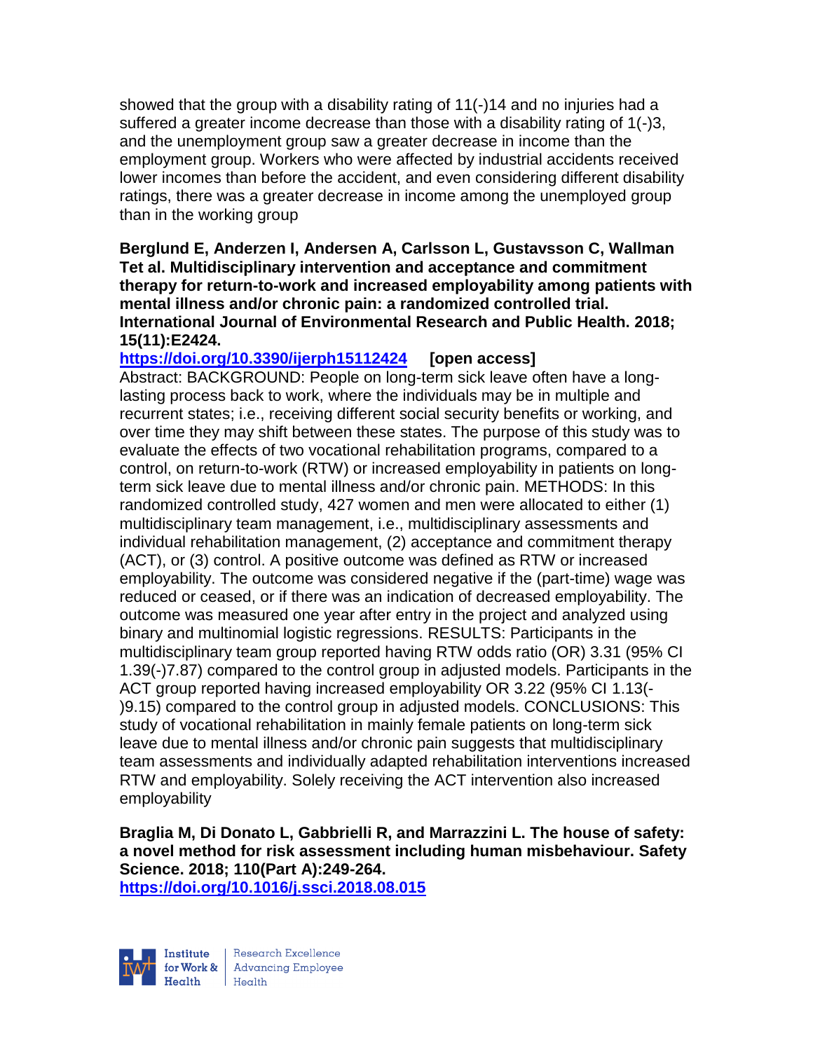showed that the group with a disability rating of 11(-)14 and no injuries had a suffered a greater income decrease than those with a disability rating of 1(-)3, and the unemployment group saw a greater decrease in income than the employment group. Workers who were affected by industrial accidents received lower incomes than before the accident, and even considering different disability ratings, there was a greater decrease in income among the unemployed group than in the working group

**Berglund E, Anderzen I, Andersen A, Carlsson L, Gustavsson C, Wallman Tet al. Multidisciplinary intervention and acceptance and commitment therapy for return-to-work and increased employability among patients with mental illness and/or chronic pain: a randomized controlled trial. International Journal of Environmental Research and Public Health. 2018; 15(11):E2424.**

**https://doi.org/10.3390/ijerph15112424 [open access]**

Abstract: BACKGROUND: People on long-term sick leave often have a long-lasting process back to work, where the individuals may be in multiple and recurrent states; i.e., receiving different social security benefits or working, and over time they may shift between these states. The purpose of this study was to evaluate the effects of two vocational rehabilitation programs, compared to a control, on return-to-work (RTW) or increased employability in patients on long-term sick leave due to mental illness and/or chronic pain. METHODS: In this randomized controlled study, 427 women and men were allocated to either (1) multidisciplinary team management, i.e., multidisciplinary assessments and individual rehabilitation management, (2) acceptance and commitment therapy (ACT), or (3) control. A positive outcome was defined as RTW or increased employability. The outcome was considered negative if the (part-time) wage was reduced or ceased, or if there was an indication of decreased employability. The outcome was measured one year after entry in the project and analyzed using binary and multinomial logistic regressions. RESULTS: Participants in the multidisciplinary team group reported having RTW odds ratio (OR) 3.31 (95% CI 1.39(-)7.87) compared to the control group in adjusted models. Participants in the ACT group reported having increased employability OR 3.22 (95% CI 1.13(-)9.15) compared to the control group in adjusted models. CONCLUSIONS: This study of vocational rehabilitation in mainly female patients on long-term sick leave due to mental illness and/or chronic pain suggests that multidisciplinary team assessments and individually adapted rehabilitation interventions increased RTW and employability. Solely receiving the ACT intervention also increased employability

**Braglia M, Di Donato L, Gabbrielli R, and Marrazzini L. The house of safety: a novel method for risk assessment including human misbehaviour. Safety Science. 2018; 110(Part A):249-264.**

**https://doi.org/10.1016/j.ssci.2018.08.015**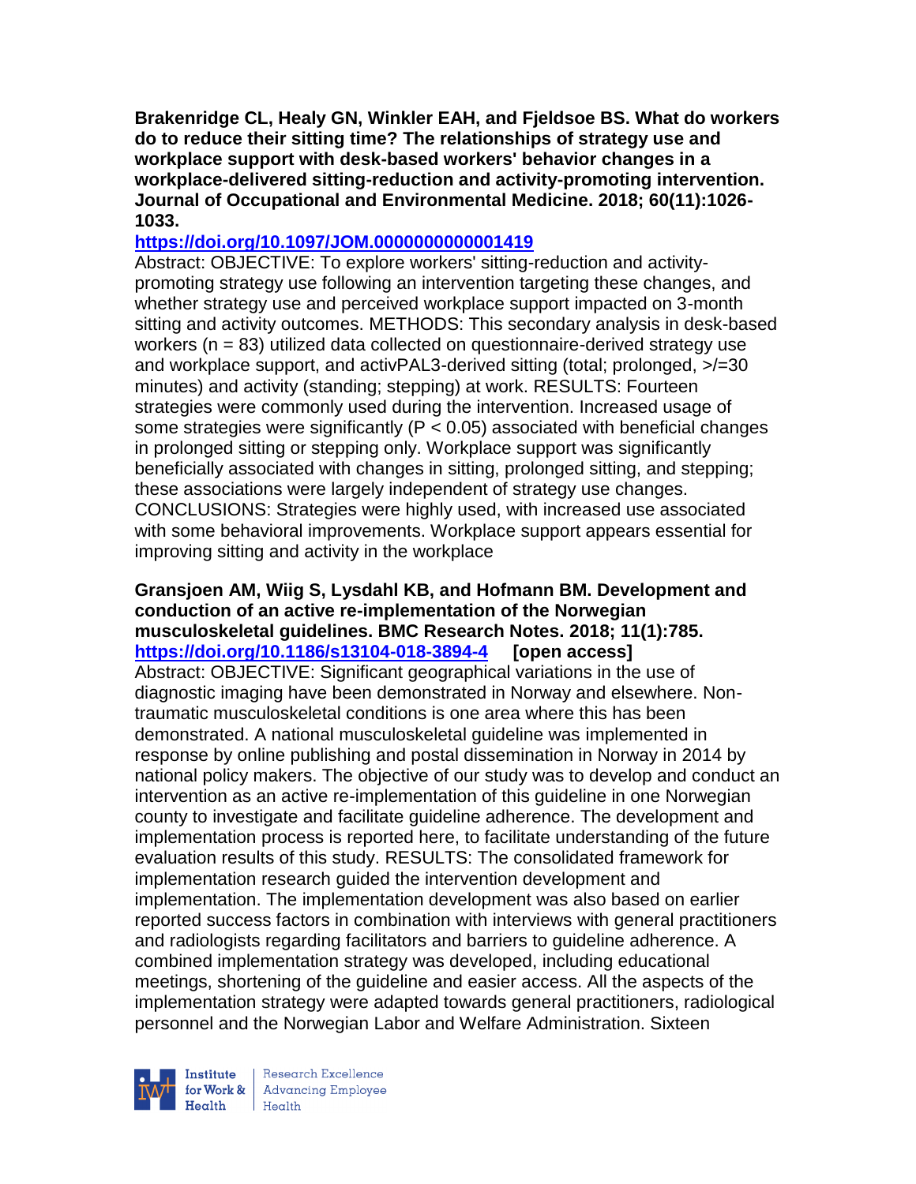**Brakenridge CL, Healy GN, Winkler EAH, and Fjeldsoe BS. What do workers do to reduce their sitting time? The relationships of strategy use and workplace support with desk-based workers' behavior changes in a workplace-delivered sitting-reduction and activity-promoting intervention. Journal of Occupational and Environmental Medicine. 2018; 60(11):1026-1033.**

**https://doi.org/10.1097/JOM.0000000000001419**

Abstract: OBJECTIVE: To explore workers' sitting-reduction and activity-promoting strategy use following an intervention targeting these changes, and whether strategy use and perceived workplace support impacted on 3-month sitting and activity outcomes. METHODS: This secondary analysis in desk-based workers (n = 83) utilized data collected on questionnaire-derived strategy use and workplace support, and activPAL3-derived sitting (total; prolonged, >/=30 minutes) and activity (standing; stepping) at work. RESULTS: Fourteen strategies were commonly used during the intervention. Increased usage of some strategies were significantly (P < 0.05) associated with beneficial changes in prolonged sitting or stepping only. Workplace support was significantly beneficially associated with changes in sitting, prolonged sitting, and stepping; these associations were largely independent of strategy use changes. CONCLUSIONS: Strategies were highly used, with increased use associated with some behavioral improvements. Workplace support appears essential for improving sitting and activity in the workplace

**Gransjoen AM, Wiig S, Lysdahl KB, and Hofmann BM. Development and conduction of an active re-implementation of the Norwegian musculoskeletal guidelines. BMC Research Notes. 2018; 11(1):785.**
**https://doi.org/10.1186/s13104-018-3894-4** **[open access]**

Abstract: OBJECTIVE: Significant geographical variations in the use of diagnostic imaging have been demonstrated in Norway and elsewhere. Non-traumatic musculoskeletal conditions is one area where this has been demonstrated. A national musculoskeletal guideline was implemented in response by online publishing and postal dissemination in Norway in 2014 by national policy makers. The objective of our study was to develop and conduct an intervention as an active re-implementation of this guideline in one Norwegian county to investigate and facilitate guideline adherence. The development and implementation process is reported here, to facilitate understanding of the future evaluation results of this study. RESULTS: The consolidated framework for implementation research guided the intervention development and implementation. The implementation development was also based on earlier reported success factors in combination with interviews with general practitioners and radiologists regarding facilitators and barriers to guideline adherence. A combined implementation strategy was developed, including educational meetings, shortening of the guideline and easier access. All the aspects of the implementation strategy were adapted towards general practitioners, radiological personnel and the Norwegian Labor and Welfare Administration. Sixteen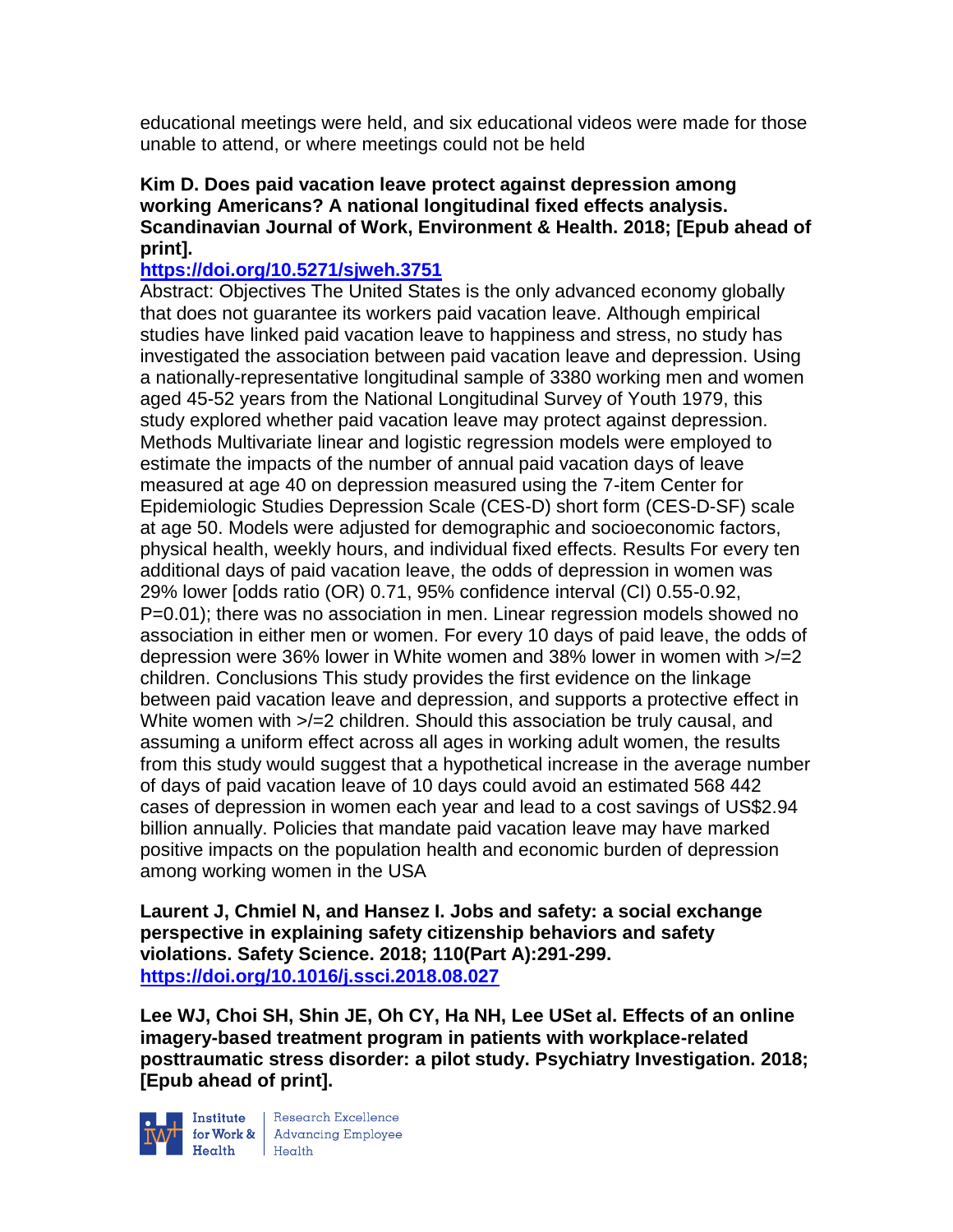educational meetings were held, and six educational videos were made for those unable to attend, or where meetings could not be held

**Kim D. Does paid vacation leave protect against depression among working Americans? A national longitudinal fixed effects analysis. Scandinavian Journal of Work, Environment & Health. 2018; [Epub ahead of print].**
**https://doi.org/10.5271/sjweh.3751**

Abstract: Objectives The United States is the only advanced economy globally that does not guarantee its workers paid vacation leave. Although empirical studies have linked paid vacation leave to happiness and stress, no study has investigated the association between paid vacation leave and depression. Using a nationally-representative longitudinal sample of 3380 working men and women aged 45-52 years from the National Longitudinal Survey of Youth 1979, this study explored whether paid vacation leave may protect against depression. Methods Multivariate linear and logistic regression models were employed to estimate the impacts of the number of annual paid vacation days of leave measured at age 40 on depression measured using the 7-item Center for Epidemiologic Studies Depression Scale (CES-D) short form (CES-D-SF) scale at age 50. Models were adjusted for demographic and socioeconomic factors, physical health, weekly hours, and individual fixed effects. Results For every ten additional days of paid vacation leave, the odds of depression in women was 29% lower [odds ratio (OR) 0.71, 95% confidence interval (CI) 0.55-0.92, P=0.01); there was no association in men. Linear regression models showed no association in either men or women. For every 10 days of paid leave, the odds of depression were 36% lower in White women and 38% lower in women with >/=2 children. Conclusions This study provides the first evidence on the linkage between paid vacation leave and depression, and supports a protective effect in White women with >/=2 children. Should this association be truly causal, and assuming a uniform effect across all ages in working adult women, the results from this study would suggest that a hypothetical increase in the average number of days of paid vacation leave of 10 days could avoid an estimated 568 442 cases of depression in women each year and lead to a cost savings of US$2.94 billion annually. Policies that mandate paid vacation leave may have marked positive impacts on the population health and economic burden of depression among working women in the USA

**Laurent J, Chmiel N, and Hansez I. Jobs and safety: a social exchange perspective in explaining safety citizenship behaviors and safety violations. Safety Science. 2018; 110(Part A):291-299.**
**https://doi.org/10.1016/j.ssci.2018.08.027**

**Lee WJ, Choi SH, Shin JE, Oh CY, Ha NH, Lee USet al. Effects of an online imagery-based treatment program in patients with workplace-related posttraumatic stress disorder: a pilot study. Psychiatry Investigation. 2018; [Epub ahead of print].**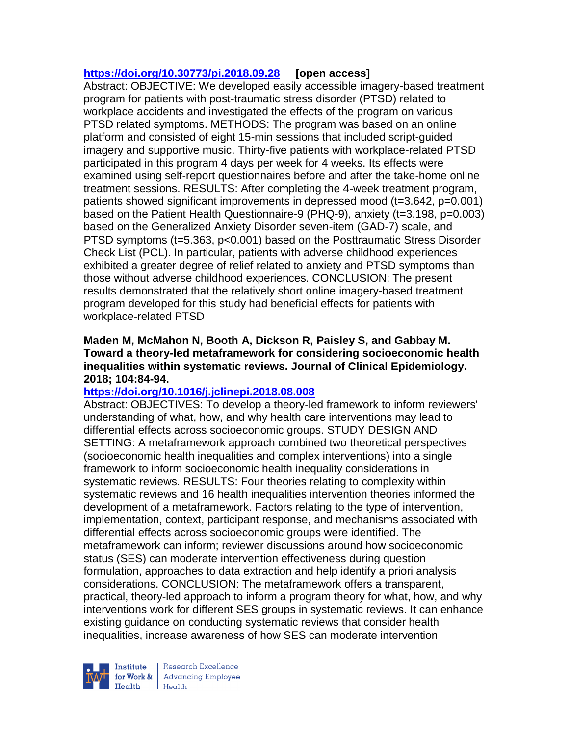**https://doi.org/10.30773/pi.2018.09.28** **[open access]**
Abstract: OBJECTIVE: We developed easily accessible imagery-based treatment program for patients with post-traumatic stress disorder (PTSD) related to workplace accidents and investigated the effects of the program on various PTSD related symptoms. METHODS: The program was based on an online platform and consisted of eight 15-min sessions that included script-guided imagery and supportive music. Thirty-five patients with workplace-related PTSD participated in this program 4 days per week for 4 weeks. Its effects were examined using self-report questionnaires before and after the take-home online treatment sessions. RESULTS: After completing the 4-week treatment program, patients showed significant improvements in depressed mood ($t=3.642$, $p=0.001$) based on the Patient Health Questionnaire-9 (PHQ-9), anxiety ($t=3.198$, $p=0.003$) based on the Generalized Anxiety Disorder seven-item (GAD-7) scale, and PTSD symptoms ($t=5.363$, $p<0.001$) based on the Posttraumatic Stress Disorder Check List (PCL). In particular, patients with adverse childhood experiences exhibited a greater degree of relief related to anxiety and PTSD symptoms than those without adverse childhood experiences. CONCLUSION: The present results demonstrated that the relatively short online imagery-based treatment program developed for this study had beneficial effects for patients with workplace-related PTSD

**Maden M, McMahon N, Booth A, Dickson R, Paisley S, and Gabbay M. Toward a theory-led metaframework for considering socioeconomic health inequalities within systematic reviews. Journal of Clinical Epidemiology. 2018; 104:84-94.**

**https://doi.org/10.1016/j.jclinepi.2018.08.008**

Abstract: OBJECTIVES: To develop a theory-led framework to inform reviewers' understanding of what, how, and why health care interventions may lead to differential effects across socioeconomic groups. STUDY DESIGN AND SETTING: A metaframework approach combined two theoretical perspectives (socioeconomic health inequalities and complex interventions) into a single framework to inform socioeconomic health inequality considerations in systematic reviews. RESULTS: Four theories relating to complexity within systematic reviews and 16 health inequalities intervention theories informed the development of a metaframework. Factors relating to the type of intervention, implementation, context, participant response, and mechanisms associated with differential effects across socioeconomic groups were identified. The metaframework can inform; reviewer discussions around how socioeconomic status (SES) can moderate intervention effectiveness during question formulation, approaches to data extraction and help identify a priori analysis considerations. CONCLUSION: The metaframework offers a transparent, practical, theory-led approach to inform a program theory for what, how, and why interventions work for different SES groups in systematic reviews. It can enhance existing guidance on conducting systematic reviews that consider health inequalities, increase awareness of how SES can moderate intervention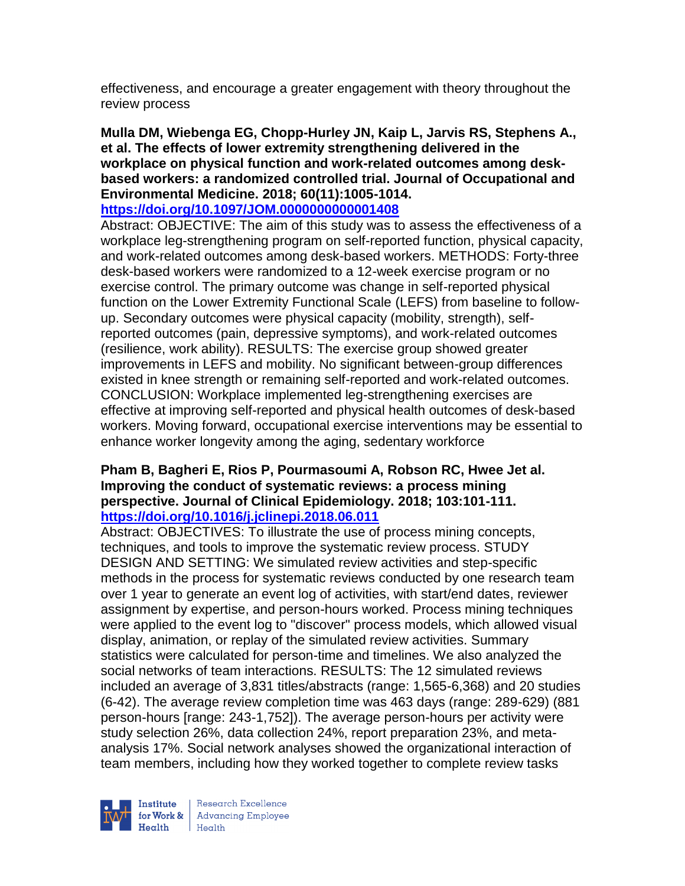effectiveness, and encourage a greater engagement with theory throughout the review process

**Mulla DM, Wiebenga EG, Chopp-Hurley JN, Kaip L, Jarvis RS, Stephens A., et al. The effects of lower extremity strengthening delivered in the workplace on physical function and work-related outcomes among desk-based workers: a randomized controlled trial. Journal of Occupational and Environmental Medicine. 2018; 60(11):1005-1014.**
**https://doi.org/10.1097/JOM.0000000000001408**

Abstract: OBJECTIVE: The aim of this study was to assess the effectiveness of a workplace leg-strengthening program on self-reported function, physical capacity, and work-related outcomes among desk-based workers. METHODS: Forty-three desk-based workers were randomized to a 12-week exercise program or no exercise control. The primary outcome was change in self-reported physical function on the Lower Extremity Functional Scale (LEFS) from baseline to follow-up. Secondary outcomes were physical capacity (mobility, strength), self-reported outcomes (pain, depressive symptoms), and work-related outcomes (resilience, work ability). RESULTS: The exercise group showed greater improvements in LEFS and mobility. No significant between-group differences existed in knee strength or remaining self-reported and work-related outcomes. CONCLUSION: Workplace implemented leg-strengthening exercises are effective at improving self-reported and physical health outcomes of desk-based workers. Moving forward, occupational exercise interventions may be essential to enhance worker longevity among the aging, sedentary workforce

**Pham B, Bagheri E, Rios P, Pourmasoumi A, Robson RC, Hwee Jet al. Improving the conduct of systematic reviews: a process mining perspective. Journal of Clinical Epidemiology. 2018; 103:101-111.**
**https://doi.org/10.1016/j.jclinepi.2018.06.011**

Abstract: OBJECTIVES: To illustrate the use of process mining concepts, techniques, and tools to improve the systematic review process. STUDY DESIGN AND SETTING: We simulated review activities and step-specific methods in the process for systematic reviews conducted by one research team over 1 year to generate an event log of activities, with start/end dates, reviewer assignment by expertise, and person-hours worked. Process mining techniques were applied to the event log to "discover" process models, which allowed visual display, animation, or replay of the simulated review activities. Summary statistics were calculated for person-time and timelines. We also analyzed the social networks of team interactions. RESULTS: The 12 simulated reviews included an average of 3,831 titles/abstracts (range: 1,565-6,368) and 20 studies (6-42). The average review completion time was 463 days (range: 289-629) (881 person-hours [range: 243-1,752]). The average person-hours per activity were study selection 26%, data collection 24%, report preparation 23%, and meta-analysis 17%. Social network analyses showed the organizational interaction of team members, including how they worked together to complete review tasks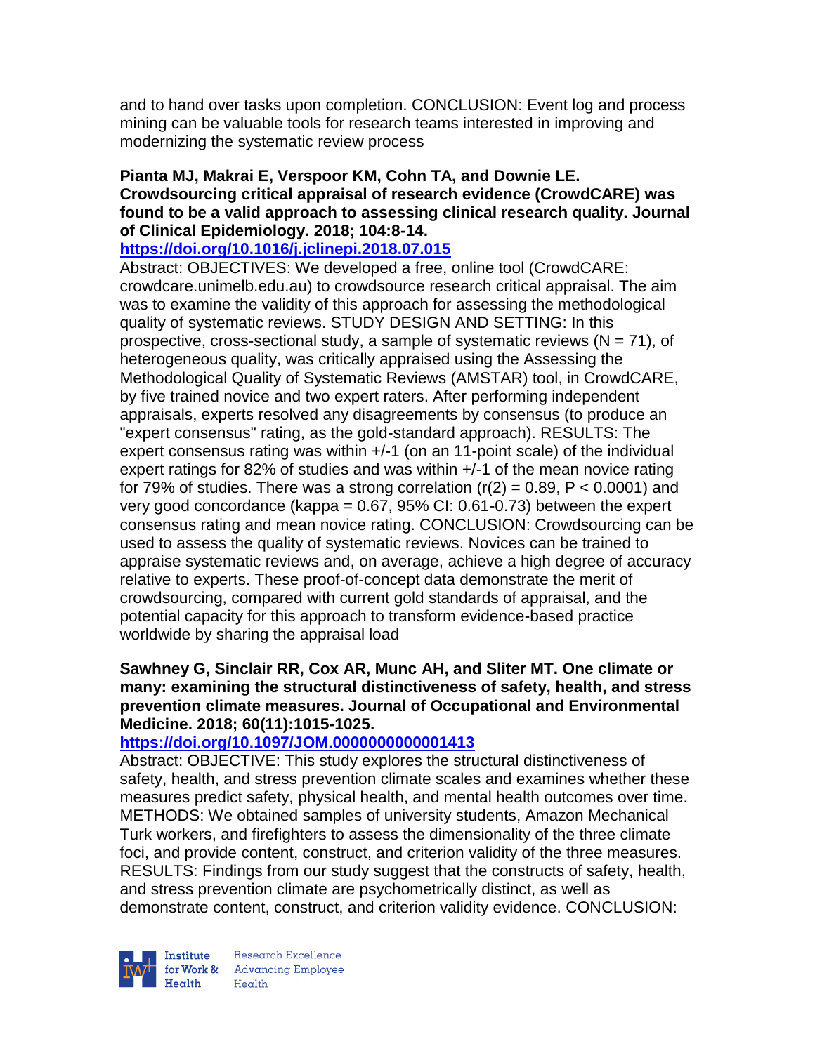and to hand over tasks upon completion. CONCLUSION: Event log and process mining can be valuable tools for research teams interested in improving and modernizing the systematic review process

**Pianta MJ, Makrai E, Verspoor KM, Cohn TA, and Downie LE. Crowdsourcing critical appraisal of research evidence (CrowdCARE) was found to be a valid approach to assessing clinical research quality. Journal of Clinical Epidemiology. 2018; 104:8-14.**
**https://doi.org/10.1016/j.jclinepi.2018.07.015**
Abstract: OBJECTIVES: We developed a free, online tool (CrowdCARE: crowdcare.unimelb.edu.au) to crowdsource research critical appraisal. The aim was to examine the validity of this approach for assessing the methodological quality of systematic reviews. STUDY DESIGN AND SETTING: In this prospective, cross-sectional study, a sample of systematic reviews ($N = 71$), of heterogeneous quality, was critically appraised using the Assessing the Methodological Quality of Systematic Reviews (AMSTAR) tool, in CrowdCARE, by five trained novice and two expert raters. After performing independent appraisals, experts resolved any disagreements by consensus (to produce an "expert consensus" rating, as the gold-standard approach). RESULTS: The expert consensus rating was within +/-1 (on an 11-point scale) of the individual expert ratings for 82% of studies and was within +/-1 of the mean novice rating for 79% of studies. There was a strong correlation ($r(2) = 0.89$, $P < 0.0001$) and very good concordance (kappa = 0.67, 95% CI: 0.61-0.73) between the expert consensus rating and mean novice rating. CONCLUSION: Crowdsourcing can be used to assess the quality of systematic reviews. Novices can be trained to appraise systematic reviews and, on average, achieve a high degree of accuracy relative to experts. These proof-of-concept data demonstrate the merit of crowdsourcing, compared with current gold standards of appraisal, and the potential capacity for this approach to transform evidence-based practice worldwide by sharing the appraisal load

**Sawhney G, Sinclair RR, Cox AR, Munc AH, and Sliter MT. One climate or many: examining the structural distinctiveness of safety, health, and stress prevention climate measures. Journal of Occupational and Environmental Medicine. 2018; 60(11):1015-1025.**
**https://doi.org/10.1097/JOM.0000000000001413**
Abstract: OBJECTIVE: This study explores the structural distinctiveness of safety, health, and stress prevention climate scales and examines whether these measures predict safety, physical health, and mental health outcomes over time. METHODS: We obtained samples of university students, Amazon Mechanical Turk workers, and firefighters to assess the dimensionality of the three climate foci, and provide content, construct, and criterion validity of the three measures. RESULTS: Findings from our study suggest that the constructs of safety, health, and stress prevention climate are psychometrically distinct, as well as demonstrate content, construct, and criterion validity evidence. CONCLUSION: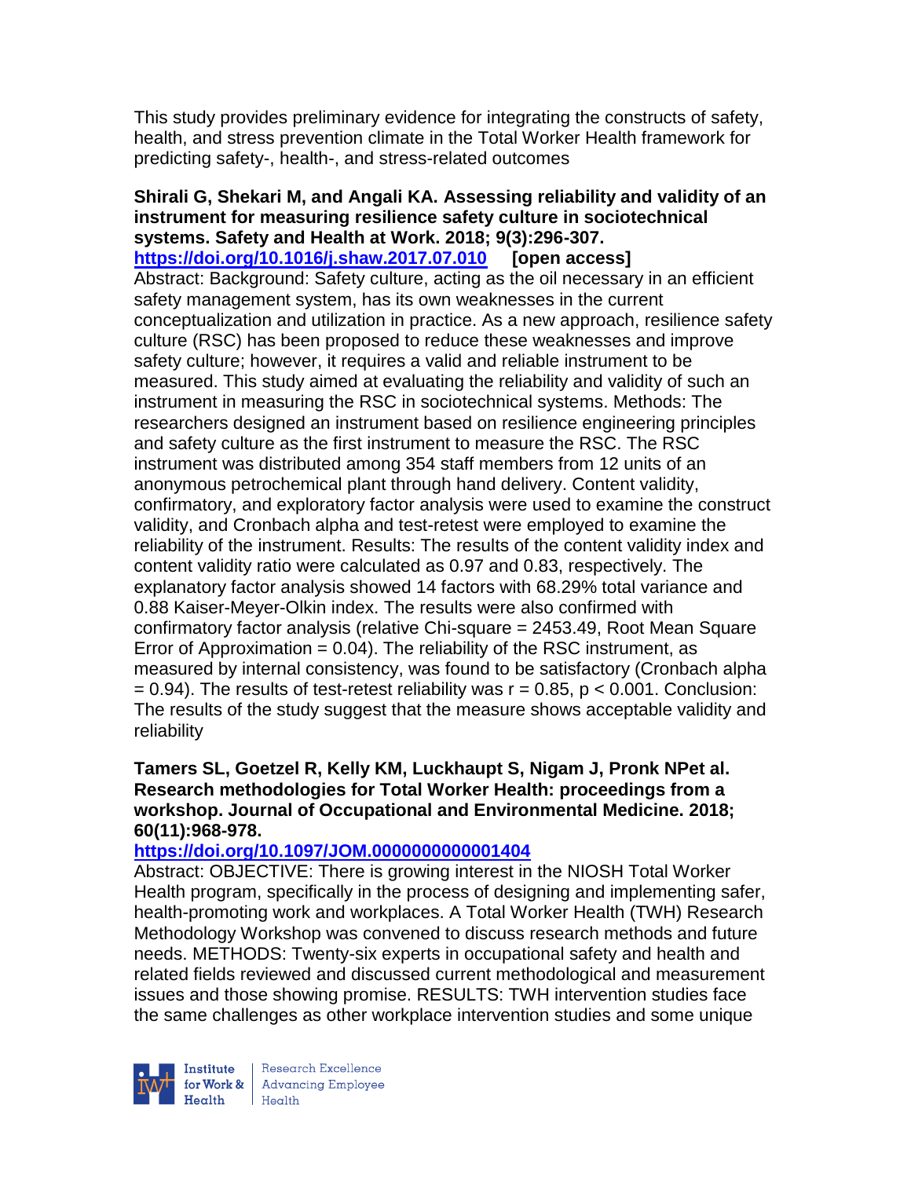This study provides preliminary evidence for integrating the constructs of safety, health, and stress prevention climate in the Total Worker Health framework for predicting safety-, health-, and stress-related outcomes

**Shirali G, Shekari M, and Angali KA. Assessing reliability and validity of an instrument for measuring resilience safety culture in sociotechnical systems. Safety and Health at Work. 2018; 9(3):296-307.**
**https://doi.org/10.1016/j.shaw.2017.07.010 [open access]**
Abstract: Background: Safety culture, acting as the oil necessary in an efficient safety management system, has its own weaknesses in the current conceptualization and utilization in practice. As a new approach, resilience safety culture (RSC) has been proposed to reduce these weaknesses and improve safety culture; however, it requires a valid and reliable instrument to be measured. This study aimed at evaluating the reliability and validity of such an instrument in measuring the RSC in sociotechnical systems. Methods: The researchers designed an instrument based on resilience engineering principles and safety culture as the first instrument to measure the RSC. The RSC instrument was distributed among 354 staff members from 12 units of an anonymous petrochemical plant through hand delivery. Content validity, confirmatory, and exploratory factor analysis were used to examine the construct validity, and Cronbach alpha and test-retest were employed to examine the reliability of the instrument. Results: The results of the content validity index and content validity ratio were calculated as 0.97 and 0.83, respectively. The explanatory factor analysis showed 14 factors with 68.29% total variance and 0.88 Kaiser-Meyer-Olkin index. The results were also confirmed with confirmatory factor analysis (relative Chi-square = 2453.49, Root Mean Square Error of Approximation = 0.04). The reliability of the RSC instrument, as measured by internal consistency, was found to be satisfactory (Cronbach alpha = 0.94). The results of test-retest reliability was $r = 0.85$, $p < 0.001$. Conclusion: The results of the study suggest that the measure shows acceptable validity and reliability

**Tamers SL, Goetzel R, Kelly KM, Luckhaupt S, Nigam J, Pronk NPet al. Research methodologies for Total Worker Health: proceedings from a workshop. Journal of Occupational and Environmental Medicine. 2018; 60(11):968-978.**
**https://doi.org/10.1097/JOM.0000000000001404**
Abstract: OBJECTIVE: There is growing interest in the NIOSH Total Worker Health program, specifically in the process of designing and implementing safer, health-promoting work and workplaces. A Total Worker Health (TWH) Research Methodology Workshop was convened to discuss research methods and future needs. METHODS: Twenty-six experts in occupational safety and health and related fields reviewed and discussed current methodological and measurement issues and those showing promise. RESULTS: TWH intervention studies face the same challenges as other workplace intervention studies and some unique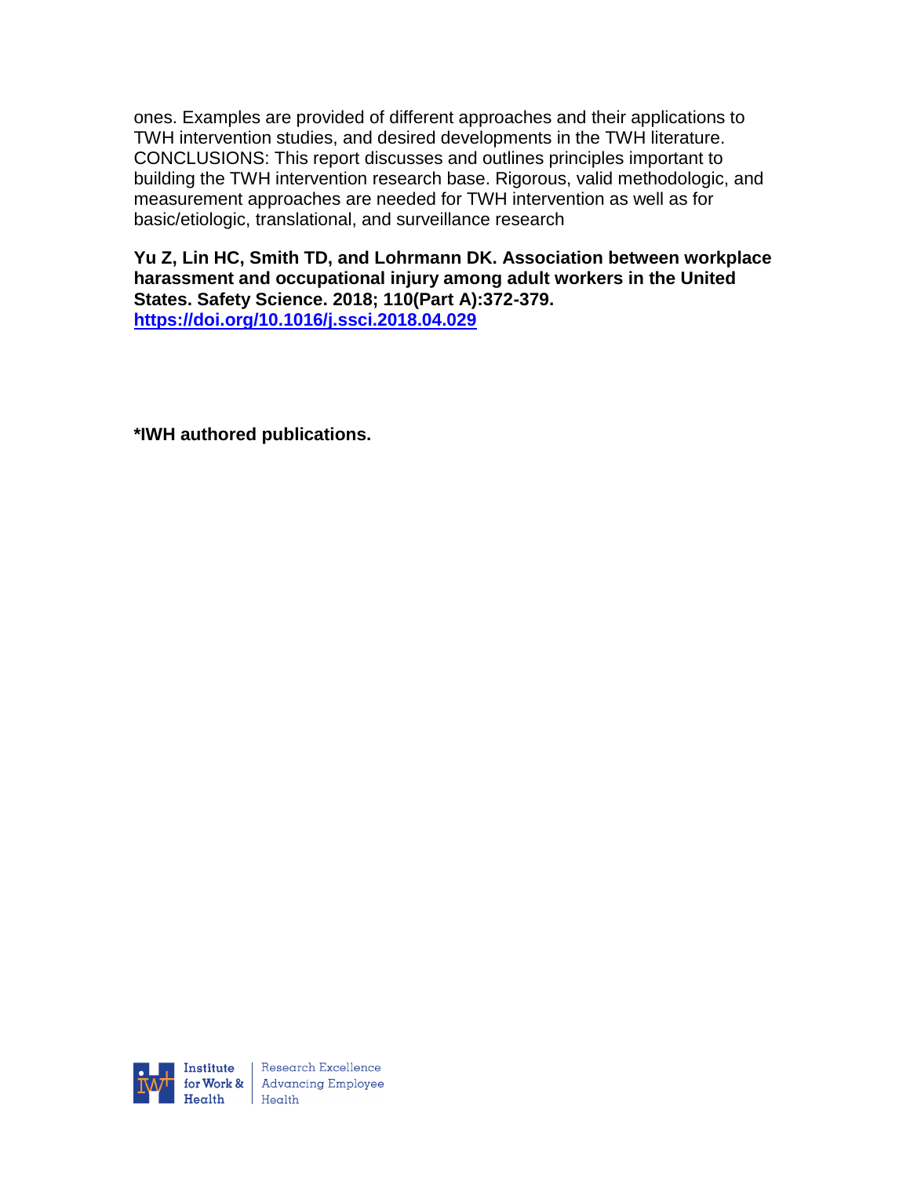ones. Examples are provided of different approaches and their applications to TWH intervention studies, and desired developments in the TWH literature. CONCLUSIONS: This report discusses and outlines principles important to building the TWH intervention research base. Rigorous, valid methodologic, and measurement approaches are needed for TWH intervention as well as for basic/etiologic, translational, and surveillance research

**Yu Z, Lin HC, Smith TD, and Lohrmann DK. Association between workplace harassment and occupational injury among adult workers in the United States. Safety Science. 2018; 110(Part A):372-379.**
**https://doi.org/10.1016/j.ssci.2018.04.029**

**\*IWH authored publications.**